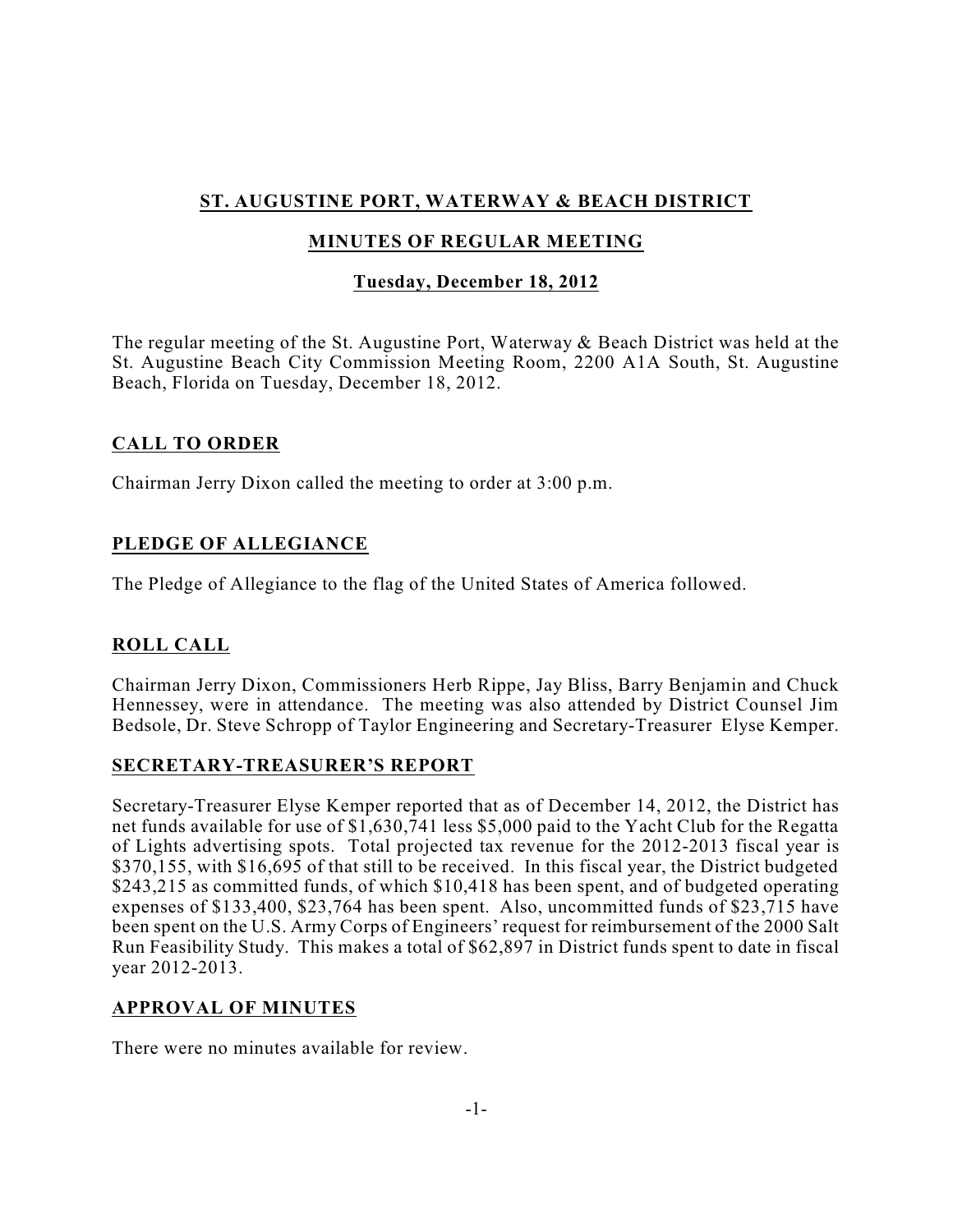# ST. AUGUSTINE PORT, WATERWAY & BEACH DISTRICT

## MINUTES OF REGULAR MEETING

### Tuesday, December 18, 2012

The regular meeting of the St. Augustine Port, Waterway & Beach District was held at the St. Augustine Beach City Commission Meeting Room, 2200 A1A South, St. Augustine Beach, Florida on Tuesday, December 18, 2012.

## CALL TO ORDER

Chairman Jerry Dixon called the meeting to order at 3:00 p.m.

## PLEDGE OF ALLEGIANCE

The Pledge of Allegiance to the flag of the United States of America followed.

## ROLL CALL

Chairman Jerry Dixon, Commissioners Herb Rippe, Jay Bliss, Barry Benjamin and Chuck Hennessey, were in attendance. The meeting was also attended by District Counsel Jim Bedsole, Dr. Steve Schropp of Taylor Engineering and Secretary-Treasurer Elyse Kemper.

## SECRETARY-TREASURER'S REPORT

Secretary-Treasurer Elyse Kemper reported that as of December 14, 2012, the District has net funds available for use of $1,630,741 less $5,000 paid to the Yacht Club for the Regatta of Lights advertising spots. Total projected tax revenue for the 2012-2013 fiscal year is $370,155, with $16,695 of that still to be received. In this fiscal year, the District budgeted $243,215 as committed funds, of which $10,418 has been spent, and of budgeted operating expenses of $133,400, $23,764 has been spent. Also, uncommitted funds of $23,715 have been spent on the U.S. Army Corps of Engineers' request for reimbursement of the 2000 Salt Run Feasibility Study. This makes a total of $62,897 in District funds spent to date in fiscal year 2012-2013.

## APPROVAL OF MINUTES

There were no minutes available for review.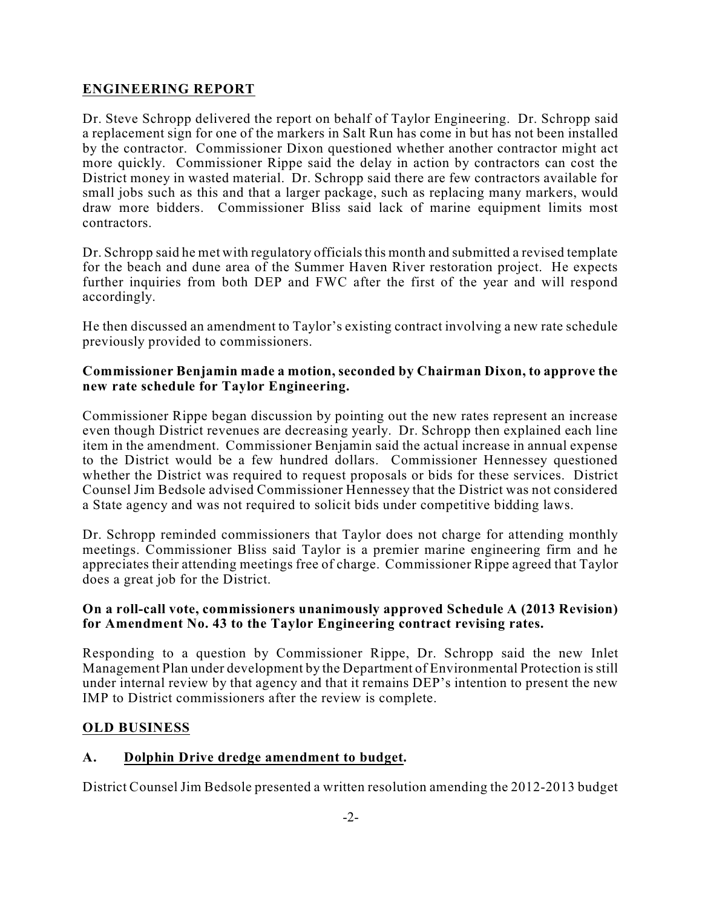## <u>ENGINEERING REPORT</u>

Dr. Steve Schropp delivered the report on behalf of Taylor Engineering. Dr. Schropp said a replacement sign for one of the markers in Salt Run has come in but has not been installed by the contractor. Commissioner Dixon questioned whether another contractor might act more quickly. Commissioner Rippe said the delay in action by contractors can cost the District money in wasted material. Dr. Schropp said there are few contractors available for small jobs such as this and that a larger package, such as replacing many markers, would draw more bidders. Commissioner Bliss said lack of marine equipment limits most contractors.

Dr. Schropp said he met with regulatory officials this month and submitted a revised template for the beach and dune area of the Summer Haven River restoration project. He expects further inquiries from both DEP and FWC after the first of the year and will respond accordingly.

He then discussed an amendment to Taylor's existing contract involving a new rate schedule previously provided to commissioners.

**Commissioner Benjamin made a motion, seconded by Chairman Dixon, to approve the new rate schedule for Taylor Engineering.**

Commissioner Rippe began discussion by pointing out the new rates represent an increase even though District revenues are decreasing yearly. Dr. Schropp then explained each line item in the amendment. Commissioner Benjamin said the actual increase in annual expense to the District would be a few hundred dollars. Commissioner Hennessey questioned whether the District was required to request proposals or bids for these services. District Counsel Jim Bedsole advised Commissioner Hennessey that the District was not considered a State agency and was not required to solicit bids under competitive bidding laws.

Dr. Schropp reminded commissioners that Taylor does not charge for attending monthly meetings. Commissioner Bliss said Taylor is a premier marine engineering firm and he appreciates their attending meetings free of charge. Commissioner Rippe agreed that Taylor does a great job for the District.

**On a roll-call vote, commissioners unanimously approved Schedule A (2013 Revision) for Amendment No. 43 to the Taylor Engineering contract revising rates.**

Responding to a question by Commissioner Rippe, Dr. Schropp said the new Inlet Management Plan under development by the Department of Environmental Protection is still under internal review by that agency and that it remains DEP's intention to present the new IMP to District commissioners after the review is complete.

## <u>OLD BUSINESS</u>

### A. <u>Dolphin Drive dredge amendment to budget</u>.

District Counsel Jim Bedsole presented a written resolution amending the 2012-2013 budget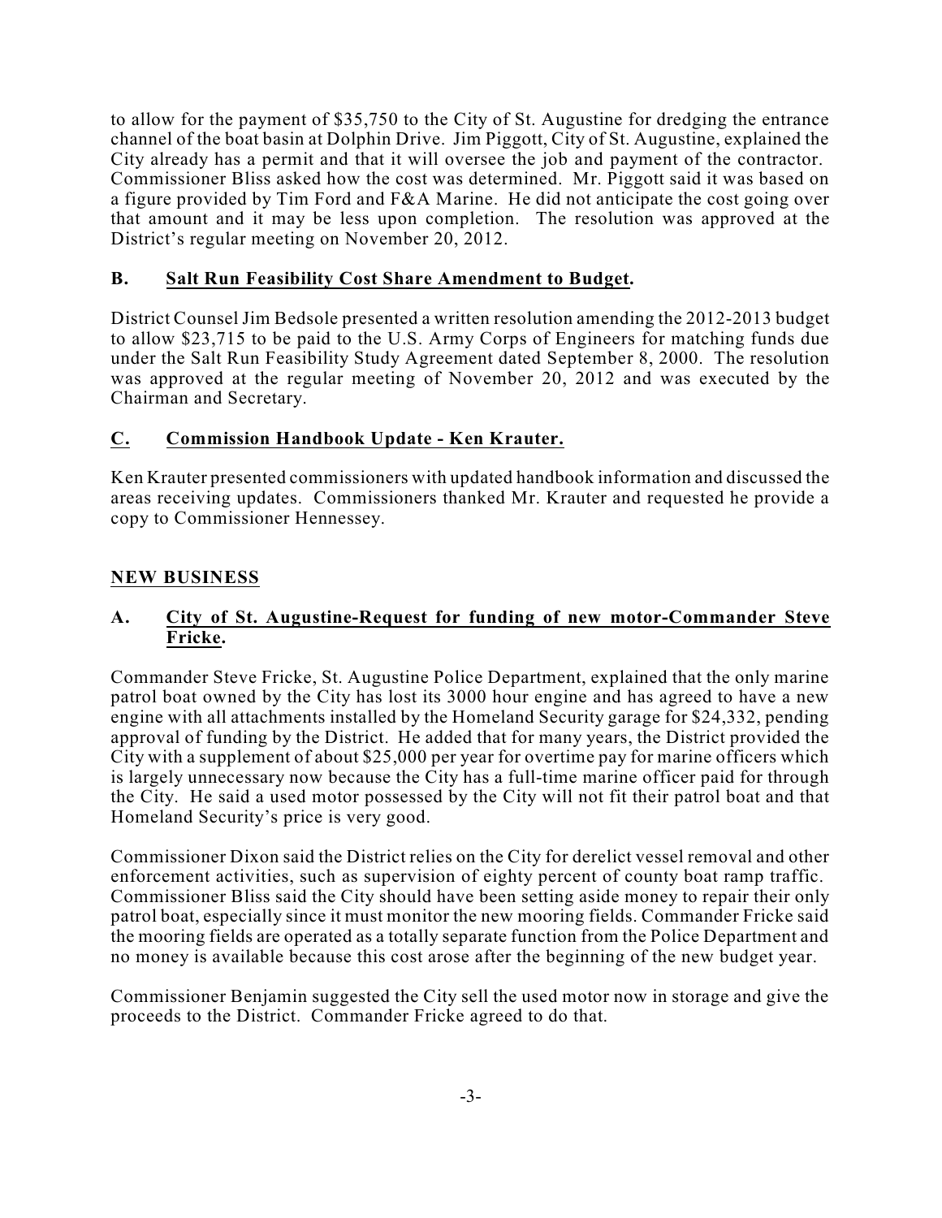to allow for the payment of $35,750 to the City of St. Augustine for dredging the entrance channel of the boat basin at Dolphin Drive. Jim Piggott, City of St. Augustine, explained the City already has a permit and that it will oversee the job and payment of the contractor. Commissioner Bliss asked how the cost was determined. Mr. Piggott said it was based on a figure provided by Tim Ford and F&A Marine. He did not anticipate the cost going over that amount and it may be less upon completion. The resolution was approved at the District's regular meeting on November 20, 2012.

## B. Salt Run Feasibility Cost Share Amendment to Budget.

District Counsel Jim Bedsole presented a written resolution amending the 2012-2013 budget to allow $23,715 to be paid to the U.S. Army Corps of Engineers for matching funds due under the Salt Run Feasibility Study Agreement dated September 8, 2000. The resolution was approved at the regular meeting of November 20, 2012 and was executed by the Chairman and Secretary.

## C. Commission Handbook Update - Ken Krauter.

Ken Krauter presented commissioners with updated handbook information and discussed the areas receiving updates. Commissioners thanked Mr. Krauter and requested he provide a copy to Commissioner Hennessey.

## NEW BUSINESS

## A. City of St. Augustine-Request for funding of new motor-Commander Steve Fricke.

Commander Steve Fricke, St. Augustine Police Department, explained that the only marine patrol boat owned by the City has lost its 3000 hour engine and has agreed to have a new engine with all attachments installed by the Homeland Security garage for $24,332, pending approval of funding by the District. He added that for many years, the District provided the City with a supplement of about $25,000 per year for overtime pay for marine officers which is largely unnecessary now because the City has a full-time marine officer paid for through the City. He said a used motor possessed by the City will not fit their patrol boat and that Homeland Security's price is very good.

Commissioner Dixon said the District relies on the City for derelict vessel removal and other enforcement activities, such as supervision of eighty percent of county boat ramp traffic. Commissioner Bliss said the City should have been setting aside money to repair their only patrol boat, especially since it must monitor the new mooring fields. Commander Fricke said the mooring fields are operated as a totally separate function from the Police Department and no money is available because this cost arose after the beginning of the new budget year.

Commissioner Benjamin suggested the City sell the used motor now in storage and give the proceeds to the District. Commander Fricke agreed to do that.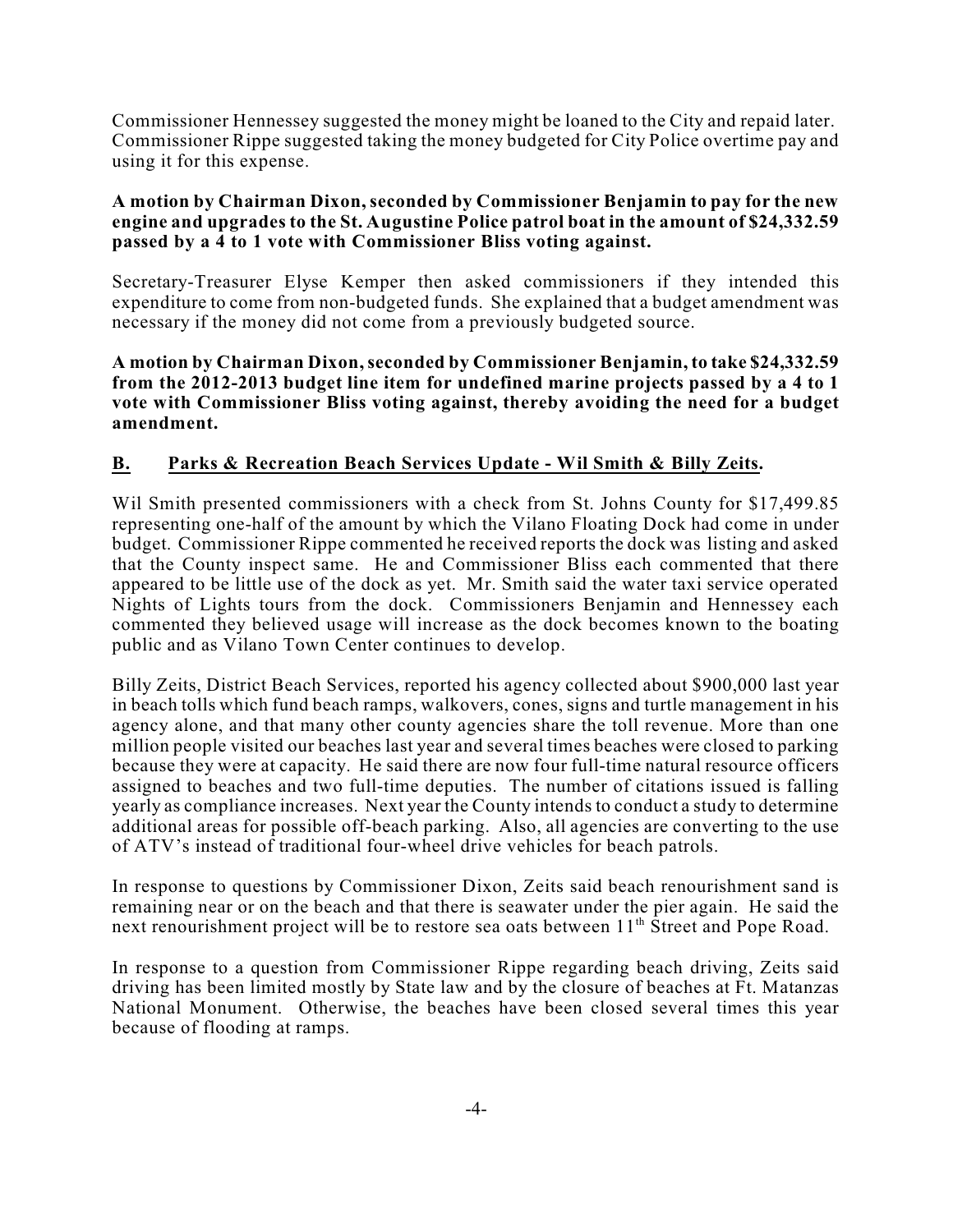Commissioner Hennessey suggested the money might be loaned to the City and repaid later. Commissioner Rippe suggested taking the money budgeted for City Police overtime pay and using it for this expense.

**A motion by Chairman Dixon, seconded by Commissioner Benjamin to pay for the new engine and upgrades to the St. Augustine Police patrol boat in the amount of $24,332.59 passed by a 4 to 1 vote with Commissioner Bliss voting against.**

Secretary-Treasurer Elyse Kemper then asked commissioners if they intended this expenditure to come from non-budgeted funds. She explained that a budget amendment was necessary if the money did not come from a previously budgeted source.

**A motion by Chairman Dixon, seconded by Commissioner Benjamin, to take $24,332.59 from the 2012-2013 budget line item for undefined marine projects passed by a 4 to 1 vote with Commissioner Bliss voting against, thereby avoiding the need for a budget amendment.**

**B. Parks & Recreation Beach Services Update - Wil Smith & Billy Zeits.**

Wil Smith presented commissioners with a check from St. Johns County for $17,499.85 representing one-half of the amount by which the Vilano Floating Dock had come in under budget. Commissioner Rippe commented he received reports the dock was listing and asked that the County inspect same. He and Commissioner Bliss each commented that there appeared to be little use of the dock as yet. Mr. Smith said the water taxi service operated Nights of Lights tours from the dock. Commissioners Benjamin and Hennessey each commented they believed usage will increase as the dock becomes known to the boating public and as Vilano Town Center continues to develop.

Billy Zeits, District Beach Services, reported his agency collected about $900,000 last year in beach tolls which fund beach ramps, walkovers, cones, signs and turtle management in his agency alone, and that many other county agencies share the toll revenue. More than one million people visited our beaches last year and several times beaches were closed to parking because they were at capacity. He said there are now four full-time natural resource officers assigned to beaches and two full-time deputies. The number of citations issued is falling yearly as compliance increases. Next year the County intends to conduct a study to determine additional areas for possible off-beach parking. Also, all agencies are converting to the use of ATV's instead of traditional four-wheel drive vehicles for beach patrols.

In response to questions by Commissioner Dixon, Zeits said beach renourishment sand is remaining near or on the beach and that there is seawater under the pier again. He said the next renourishment project will be to restore sea oats between 11th Street and Pope Road.

In response to a question from Commissioner Rippe regarding beach driving, Zeits said driving has been limited mostly by State law and by the closure of beaches at Ft. Matanzas National Monument. Otherwise, the beaches have been closed several times this year because of flooding at ramps.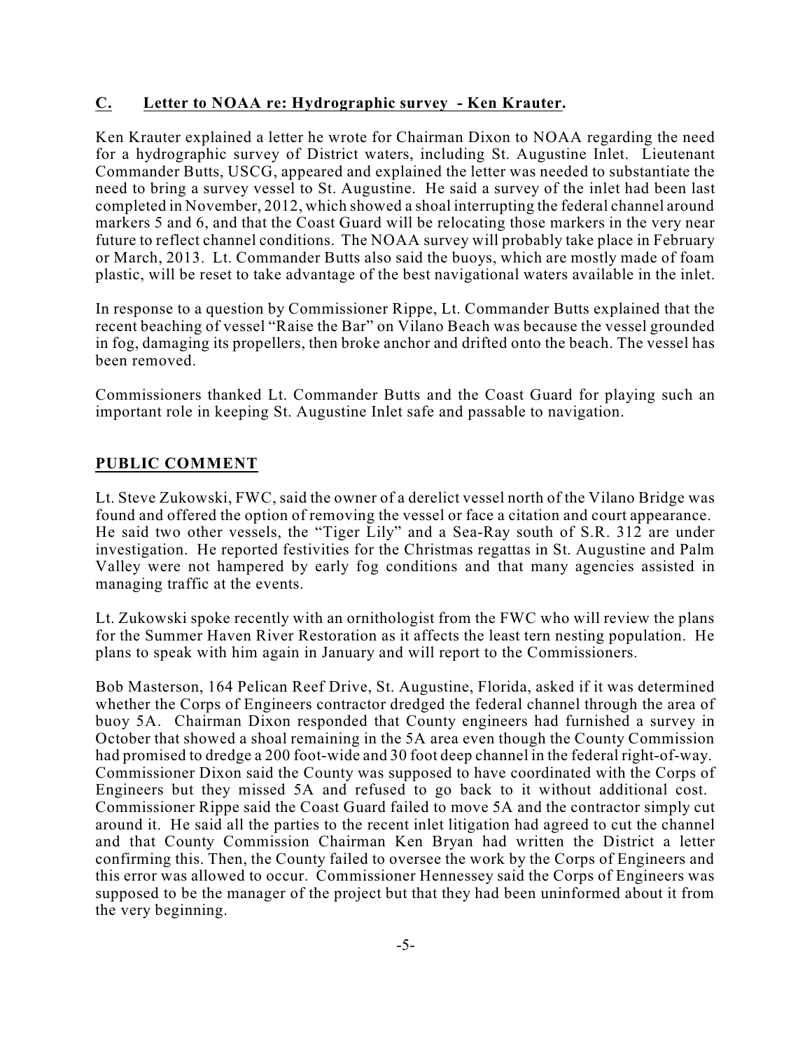## C. Letter to NOAA re: Hydrographic survey - Ken Krauter.

Ken Krauter explained a letter he wrote for Chairman Dixon to NOAA regarding the need for a hydrographic survey of District waters, including St. Augustine Inlet. Lieutenant Commander Butts, USCG, appeared and explained the letter was needed to substantiate the need to bring a survey vessel to St. Augustine. He said a survey of the inlet had been last completed in November, 2012, which showed a shoal interrupting the federal channel around markers 5 and 6, and that the Coast Guard will be relocating those markers in the very near future to reflect channel conditions. The NOAA survey will probably take place in February or March, 2013. Lt. Commander Butts also said the buoys, which are mostly made of foam plastic, will be reset to take advantage of the best navigational waters available in the inlet.

In response to a question by Commissioner Rippe, Lt. Commander Butts explained that the recent beaching of vessel "Raise the Bar" on Vilano Beach was because the vessel grounded in fog, damaging its propellers, then broke anchor and drifted onto the beach. The vessel has been removed.

Commissioners thanked Lt. Commander Butts and the Coast Guard for playing such an important role in keeping St. Augustine Inlet safe and passable to navigation.

## PUBLIC COMMENT

Lt. Steve Zukowski, FWC, said the owner of a derelict vessel north of the Vilano Bridge was found and offered the option of removing the vessel or face a citation and court appearance. He said two other vessels, the "Tiger Lily" and a Sea-Ray south of S.R. 312 are under investigation. He reported festivities for the Christmas regattas in St. Augustine and Palm Valley were not hampered by early fog conditions and that many agencies assisted in managing traffic at the events.

Lt. Zukowski spoke recently with an ornithologist from the FWC who will review the plans for the Summer Haven River Restoration as it affects the least tern nesting population. He plans to speak with him again in January and will report to the Commissioners.

Bob Masterson, 164 Pelican Reef Drive, St. Augustine, Florida, asked if it was determined whether the Corps of Engineers contractor dredged the federal channel through the area of buoy 5A. Chairman Dixon responded that County engineers had furnished a survey in October that showed a shoal remaining in the 5A area even though the County Commission had promised to dredge a 200 foot-wide and 30 foot deep channel in the federal right-of-way. Commissioner Dixon said the County was supposed to have coordinated with the Corps of Engineers but they missed 5A and refused to go back to it without additional cost. Commissioner Rippe said the Coast Guard failed to move 5A and the contractor simply cut around it. He said all the parties to the recent inlet litigation had agreed to cut the channel and that County Commission Chairman Ken Bryan had written the District a letter confirming this. Then, the County failed to oversee the work by the Corps of Engineers and this error was allowed to occur. Commissioner Hennessey said the Corps of Engineers was supposed to be the manager of the project but that they had been uninformed about it from the very beginning.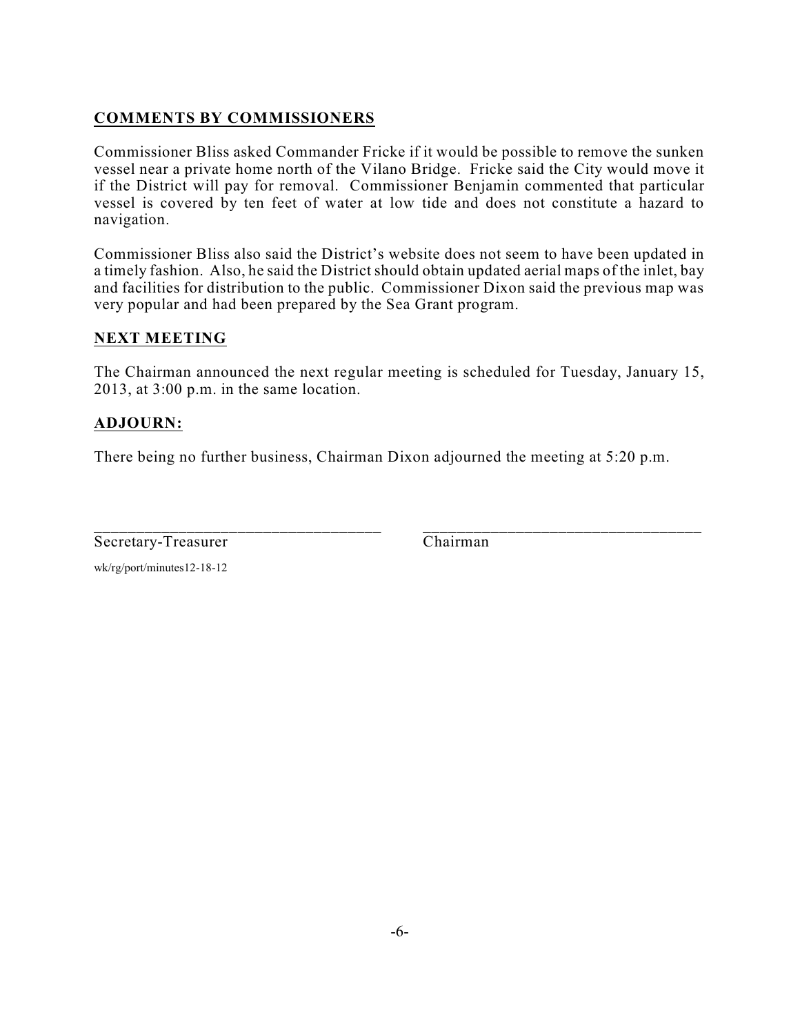## COMMENTS BY COMMISSIONERS

Commissioner Bliss asked Commander Fricke if it would be possible to remove the sunken vessel near a private home north of the Vilano Bridge. Fricke said the City would move it if the District will pay for removal. Commissioner Benjamin commented that particular vessel is covered by ten feet of water at low tide and does not constitute a hazard to navigation.

Commissioner Bliss also said the District's website does not seem to have been updated in a timely fashion. Also, he said the District should obtain updated aerial maps of the inlet, bay and facilities for distribution to the public. Commissioner Dixon said the previous map was very popular and had been prepared by the Sea Grant program.

## NEXT MEETING

The Chairman announced the next regular meeting is scheduled for Tuesday, January 15, 2013, at 3:00 p.m. in the same location.

## ADJOURN:

There being no further business, Chairman Dixon adjourned the meeting at 5:20 p.m.

\_\_\_\_\_\_\_\_\_\_\_\_\_\_\_\_\_\_\_\_\_\_\_\_\_\_\_\_\_\_\_\_\_\_\_ \_\_\_\_\_\_\_\_\_\_\_\_\_\_\_\_\_\_\_\_\_\_\_\_\_\_\_\_\_\_\_\_\_\_\_

Secretary-Treasurer Chairman

wk/rg/port/minutes12-18-12